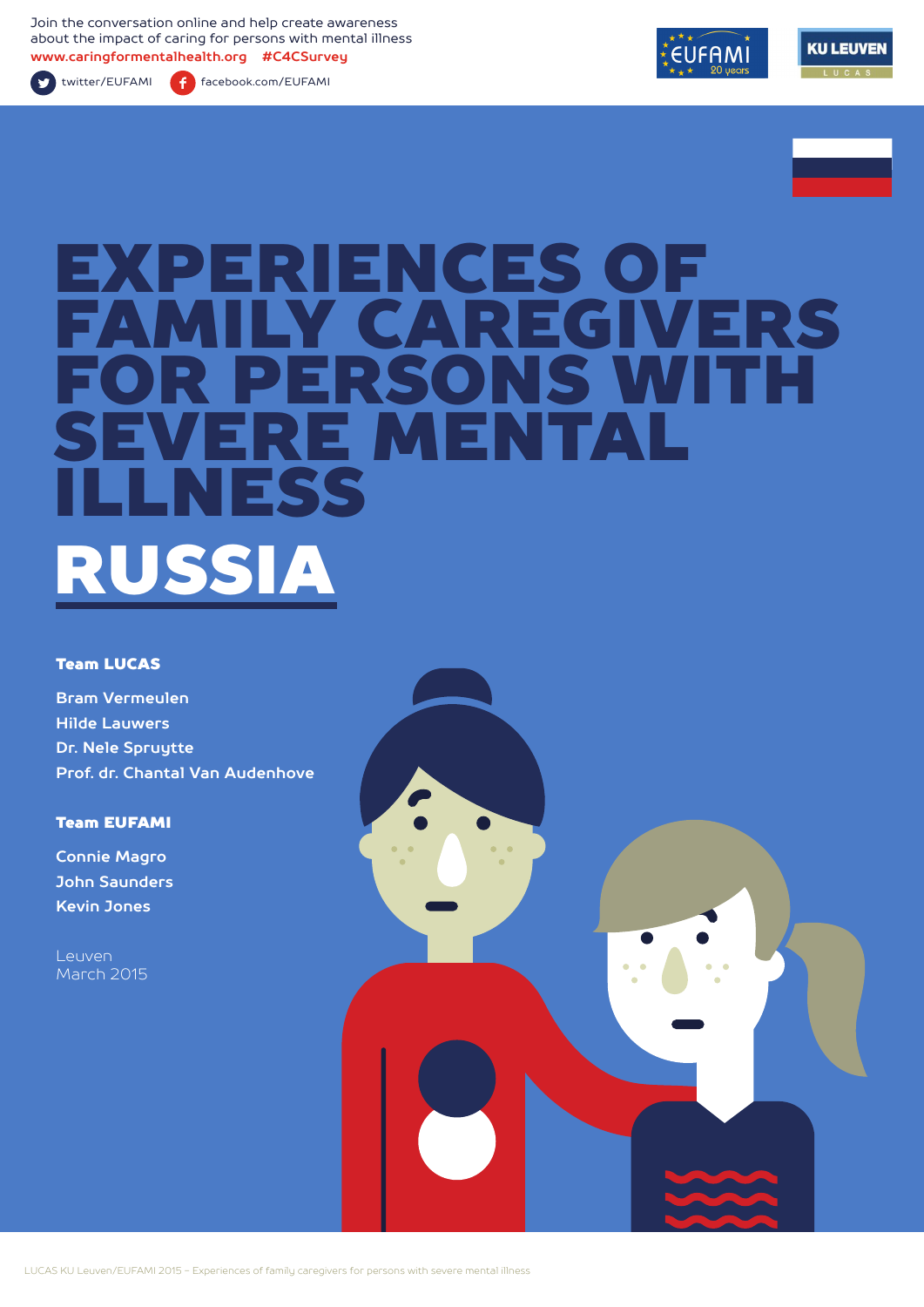Join the conversation online and help create awareness about the impact of caring for persons with mental illness
www.caringformentalhealth.org #C4CSurvey

twitter/EUFAMI facebook.com/EUFAMI

# EXPERIENCES OF FAMILY CAREGIVERS FOR PERSONS WITH SEVERE MENTAL ILLNESS

# RUSSIA

**Team LUCAS**

Bram Vermeulen
Hilde Lauwers
Dr. Nele Spruytte
Prof. dr. Chantal Van Audenhove

**Team EUFAMI**

Connie Magro
John Saunders
Kevin Jones

Leuven
March 2015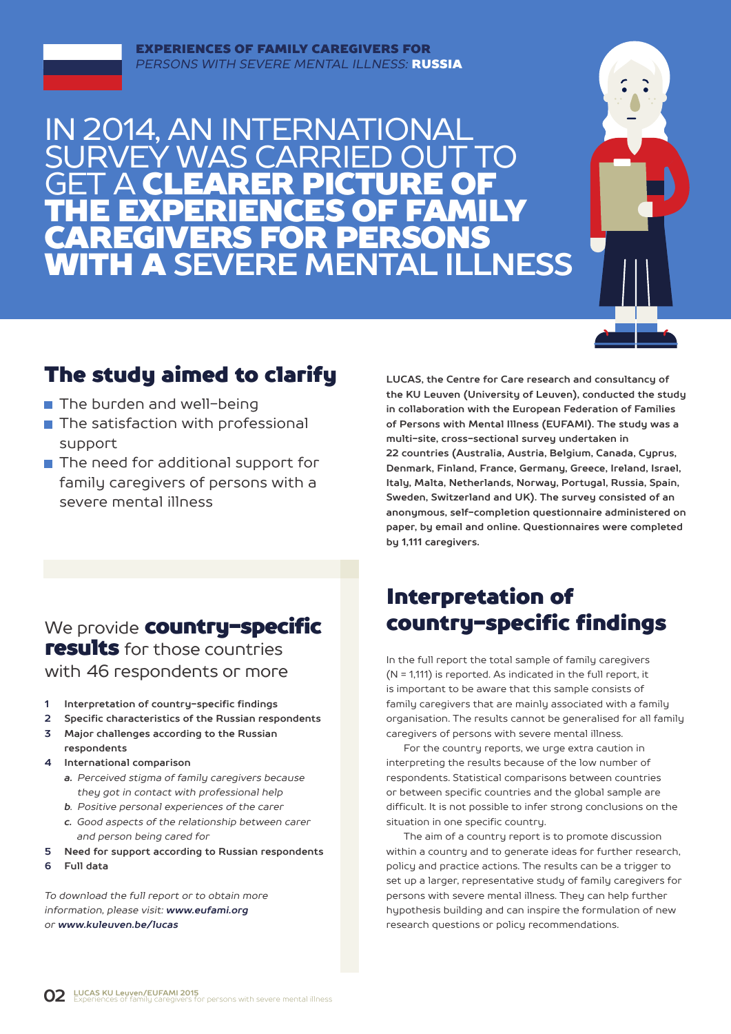**EXPERIENCES OF FAMILY CAREGIVERS FOR** *PERSONS WITH SEVERE MENTAL ILLNESS:* **RUSSIA**

# IN 2014, AN INTERNATIONAL SURVEY WAS CARRIED OUT TO GET A **CLEARER PICTURE OF THE EXPERIENCES OF FAMILY CAREGIVERS FOR PERSONS WITH A** SEVERE MENTAL ILLNESS

## The study aimed to clarify

- The burden and well-being
- The satisfaction with professional support
- The need for additional support for family caregivers of persons with a severe mental illness

**LUCAS, the Centre for Care research and consultancy of the KU Leuven (University of Leuven), conducted the study in collaboration with the European Federation of Families of Persons with Mental Illness (EUFAMI). The study was a multi-site, cross-sectional survey undertaken in 22 countries (Australia, Austria, Belgium, Canada, Cyprus, Denmark, Finland, France, Germany, Greece, Ireland, Israel, Italy, Malta, Netherlands, Norway, Portugal, Russia, Spain, Sweden, Switzerland and UK). The survey consisted of an anonymous, self-completion questionnaire administered on paper, by email and online. Questionnaires were completed by 1,111 caregivers.**

## We provide **country-specific results** for those countries with 46 respondents or more

1. **Interpretation of country-specific findings**
2. **Specific characteristics of the Russian respondents**
3. **Major challenges according to the Russian respondents**
4. **International comparison**
   - a. *Perceived stigma of family caregivers because they got in contact with professional help*
   - b. *Positive personal experiences of the carer*
   - c. *Good aspects of the relationship between carer and person being cared for*
5. **Need for support according to Russian respondents**
6. **Full data**

*To download the full report or to obtain more information, please visit:* ***www.eufami.org*** *or* ***www.kuleuven.be/lucas***

## Interpretation of country-specific findings

In the full report the total sample of family caregivers (N = 1,111) is reported. As indicated in the full report, it is important to be aware that this sample consists of family caregivers that are mainly associated with a family organisation. The results cannot be generalised for all family caregivers of persons with severe mental illness.

For the country reports, we urge extra caution in interpreting the results because of the low number of respondents. Statistical comparisons between countries or between specific countries and the global sample are difficult. It is not possible to infer strong conclusions on the situation in one specific country.

The aim of a country report is to promote discussion within a country and to generate ideas for further research, policy and practice actions. The results can be a trigger to set up a larger, representative study of family caregivers for persons with severe mental illness. They can help further hypothesis building and can inspire the formulation of new research questions or policy recommendations.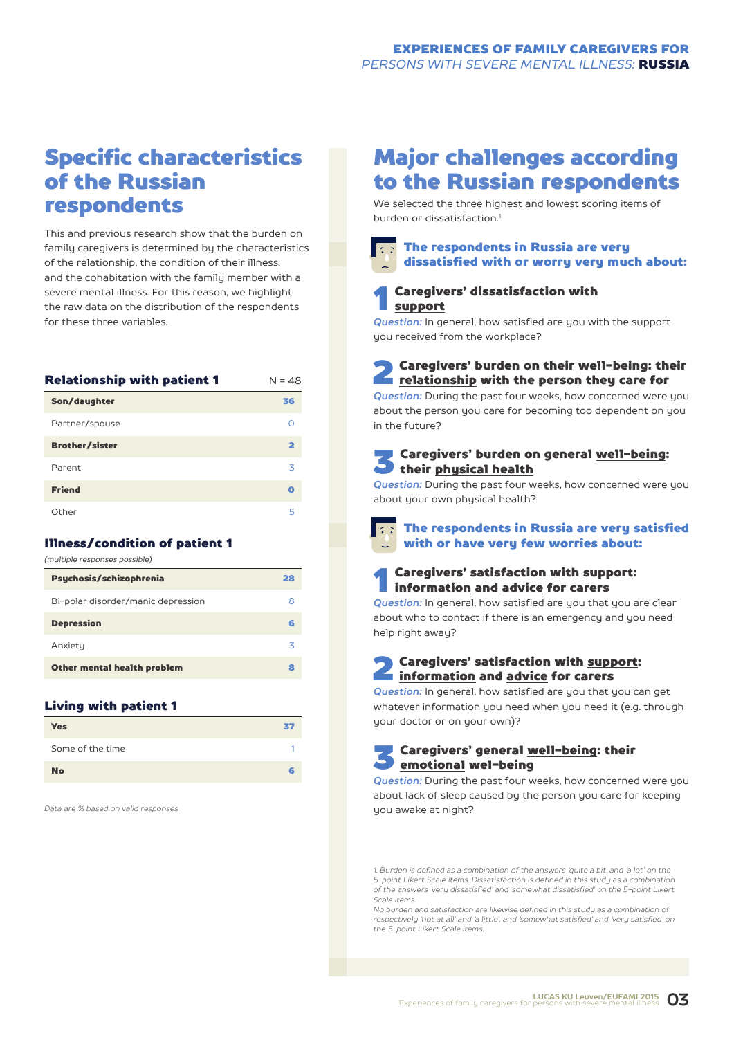## Specific characteristics of the Russian respondents

This and previous research show that the burden on family caregivers is determined by the characteristics of the relationship, the condition of their illness, and the cohabitation with the family member with a severe mental illness. For this reason, we highlight the raw data on the distribution of the respondents for these three variables.

| Relationship with patient 1 | N = 48 |
|---|---|
| **Son/daughter** | **36** |
| Partner/spouse | 0 |
| **Brother/sister** | **2** |
| Parent | 3 |
| **Friend** | **0** |
| Other | 5 |

**Illness/condition of patient 1**
*(multiple responses possible)*

| Illness/condition | |
|---|---|
| **Psychosis/schizophrenia** | **28** |
| Bi-polar disorder/manic depression | 8 |
| **Depression** | **6** |
| Anxiety | 3 |
| **Other mental health problem** | **8** |

**Living with patient 1**

| Living with patient 1 | |
|---|---|
| **Yes** | **37** |
| Some of the time | 1 |
| **No** | **6** |

*Data are % based on valid responses*

## Major challenges according to the Russian respondents

We selected the three highest and lowest scoring items of burden or dissatisfaction.[1]

### The respondents in Russia are very dissatisfied with or worry very much about:

**1 Caregivers' dissatisfaction with support**

*Question:* In general, how satisfied are you with the support you received from the workplace?

**2 Caregivers' burden on their well-being: their relationship with the person they care for**

*Question:* During the past four weeks, how concerned were you about the person you care for becoming too dependent on you in the future?

**3 Caregivers' burden on general well-being: their physical health**

*Question:* During the past four weeks, how concerned were you about your own physical health?

### The respondents in Russia are very satisfied with or have very few worries about:

**1 Caregivers' satisfaction with support: information and advice for carers**

*Question:* In general, how satisfied are you that you are clear about who to contact if there is an emergency and you need help right away?

**2 Caregivers' satisfaction with support: information and advice for carers**

*Question:* In general, how satisfied are you that you can get whatever information you need when you need it (e.g. through your doctor or on your own)?

**3 Caregivers' general well-being: their emotional wel-being**

*Question:* During the past four weeks, how concerned were you about lack of sleep caused by the person you care for keeping you awake at night?

*1. Burden is defined as a combination of the answers 'quite a bit' and 'a lot' on the 5-point Likert Scale items. Dissatisfaction is defined in this study as a combination of the answers 'very dissatisfied' and 'somewhat dissatisfied' on the 5-point Likert Scale items.*
*No burden and satisfaction are likewise defined in this study as a combination of respectively 'not at all' and 'a little', and 'somewhat satisfied' and 'very satisfied' on the 5-point Likert Scale items.*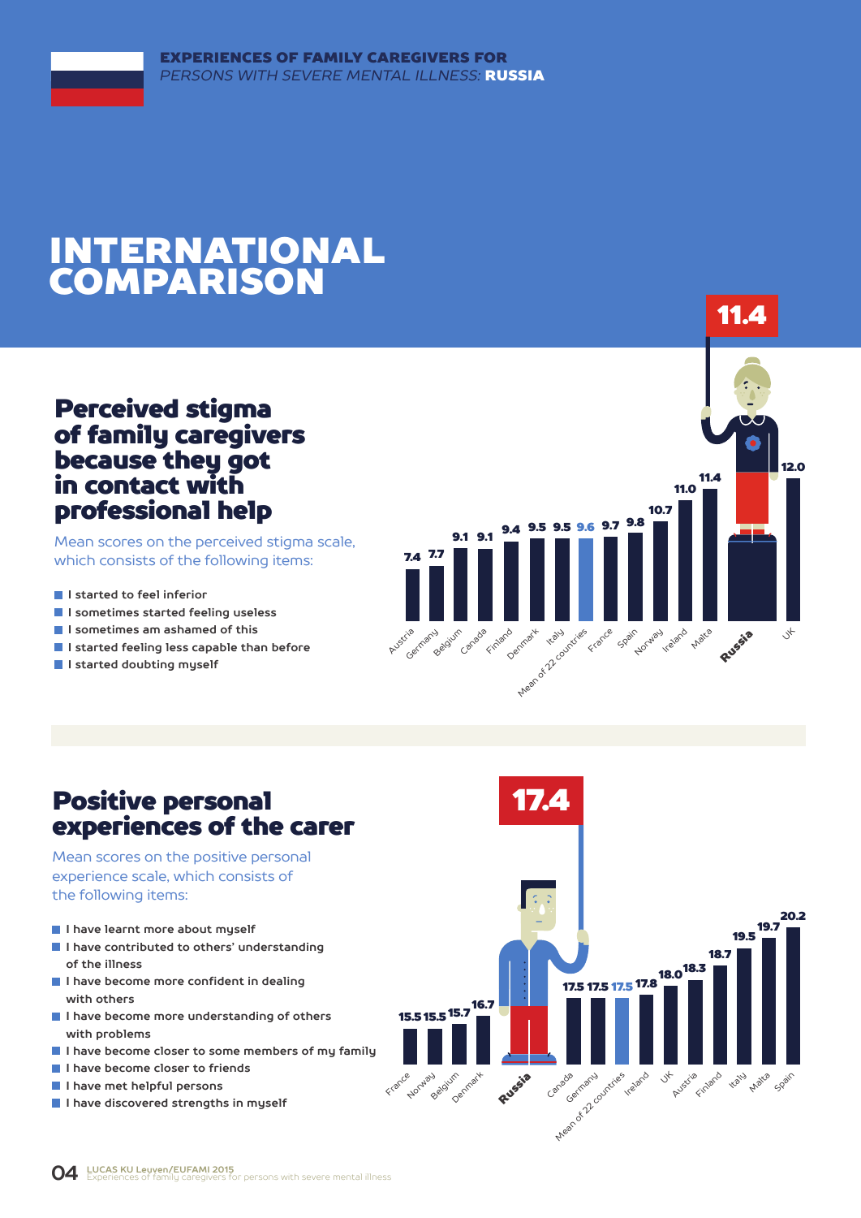# INTERNATIONAL COMPARISON

## Perceived stigma of family caregivers because they got in contact with professional help

Mean scores on the perceived stigma scale, which consists of the following items:

- I started to feel inferior
- I sometimes started feeling useless
- I sometimes am ashamed of this
- I started feeling less capable than before
- I started doubting myself

| Country | Score |
|---|---|
| Austria | 7.4 |
| Germany | 7.7 |
| Belgium | 9.1 |
| Canada | 9.1 |
| Finland | 9.4 |
| Denmark | 9.5 |
| Italy | 9.5 |
| Mean of 22 countries | 9.6 |
| France | 9.7 |
| Spain | 9.8 |
| Norway | 10.7 |
| Ireland | 11.0 |
| Malta | 11.4 |
| **Russia** | **11.4** |
| UK | 12.0 |

## Positive personal experiences of the carer

Mean scores on the positive personal experience scale, which consists of the following items:

- I have learnt more about myself
- I have contributed to others' understanding of the illness
- I have become more confident in dealing with others
- I have become more understanding of others with problems
- I have become closer to some members of my family
- I have become closer to friends
- I have met helpful persons
- I have discovered strengths in myself

| Country | Score |
|---|---|
| France | 15.5 |
| Norway | 15.5 |
| Belgium | 15.7 |
| Denmark | 16.7 |
| **Russia** | **17.4** |
| Canada | 17.5 |
| Germany | 17.5 |
| Mean of 22 countries | 17.5 |
| Ireland | 17.8 |
| UK | 18.0 |
| Austria | 18.3 |
| Finland | 18.7 |
| Italy | 19.5 |
| Malta | 19.7 |
| Spain | 20.2 |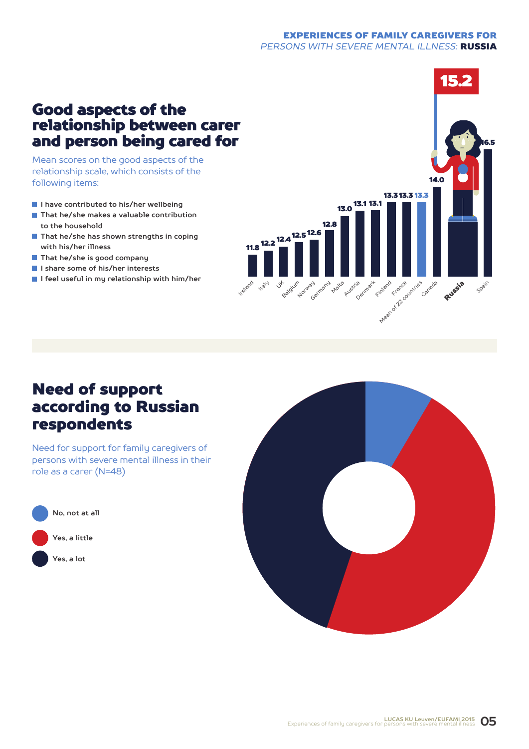## Good aspects of the relationship between carer and person being cared for

Mean scores on the good aspects of the relationship scale, which consists of the following items:

- I have contributed to his/her wellbeing
- That he/she makes a valuable contribution to the household
- That he/she has shown strengths in coping with his/her illness
- That he/she is good company
- I share some of his/her interests
- I feel useful in my relationship with him/her

| Country | Mean score |
|---|---|
| Ireland | 11.8 |
| Italy | 12.2 |
| UK | 12.4 |
| Belgium | 12.5 |
| Norway | 12.6 |
| Germany | 12.8 |
| Malta | 13.0 |
| Austria | 13.1 |
| Denmark | 13.1 |
| Finland | 13.3 |
| France | 13.3 |
| Mean of 22 countries | 13.3 |
| Canada | 14.0 |
| **Russia** | **15.2** |
| Spain | 16.5 |

## Need of support according to Russian respondents

Need for support for family caregivers of persons with severe mental illness in their role as a carer (N=48)

- No, not at all
- Yes, a little
- Yes, a lot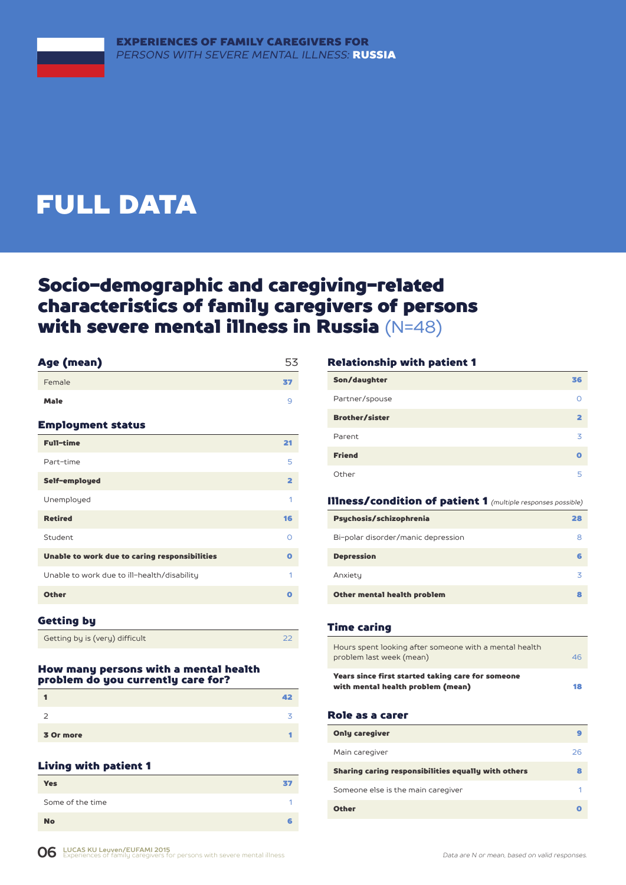EXPERIENCES OF FAMILY CAREGIVERS FOR *PERSONS WITH SEVERE MENTAL ILLNESS:* **RUSSIA**

# FULL DATA

## Socio-demographic and caregiving-related characteristics of family caregivers of persons with severe mental illness in Russia (N=48)

### Age (mean)

| Age (mean) | 53 |
|---|---|
| Female | 37 |
| Male | 9 |

### Employment status

| Employment status | |
|---|---|
| Full-time | 21 |
| Part-time | 5 |
| Self-employed | 2 |
| Unemployed | 1 |
| Retired | 16 |
| Student | 0 |
| Unable to work due to caring responsibilities | 0 |
| Unable to work due to ill-health/disability | 1 |
| Other | 0 |

### Getting by

| Getting by | |
|---|---|
| Getting by is (very) difficult | 22 |

### How many persons with a mental health problem do you currently care for?

| Number of persons | |
|---|---|
| 1 | 42 |
| 2 | 3 |
| 3 Or more | 1 |

### Living with patient 1

| Living with patient 1 | |
|---|---|
| Yes | 37 |
| Some of the time | 1 |
| No | 6 |

### Relationship with patient 1

| Relationship with patient 1 | |
|---|---|
| Son/daughter | 36 |
| Partner/spouse | 0 |
| Brother/sister | 2 |
| Parent | 3 |
| Friend | 0 |
| Other | 5 |

### Illness/condition of patient 1 *(multiple responses possible)*

| Illness/condition of patient 1 | |
|---|---|
| Psychosis/schizophrenia | 28 |
| Bi-polar disorder/manic depression | 8 |
| Depression | 6 |
| Anxiety | 3 |
| Other mental health problem | 8 |

### Time caring

| Time caring | |
|---|---|
| Hours spent looking after someone with a mental health problem last week (mean) | 46 |
| Years since first started taking care for someone with mental health problem (mean) | 18 |

### Role as a carer

| Role as a carer | |
|---|---|
| Only caregiver | 9 |
| Main caregiver | 26 |
| Sharing caring responsibilities equally with others | 8 |
| Someone else is the main caregiver | 1 |
| Other | 0 |

*Data are N or mean, based on valid responses.*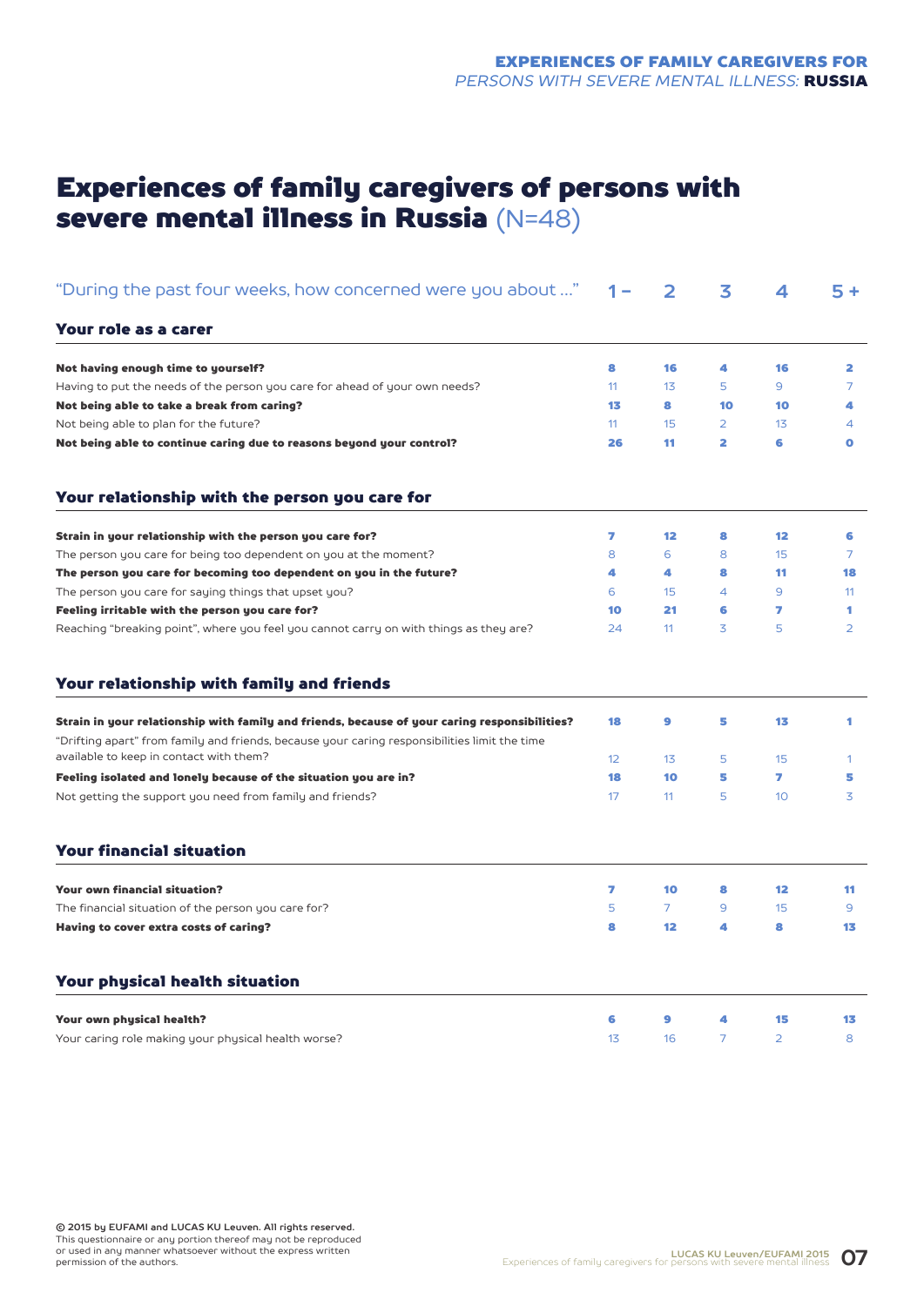# Experiences of family caregivers of persons with severe mental illness in Russia (N=48)

| "During the past four weeks, how concerned were you about ..." | 1 – | 2 | 3 | 4 | 5 + |
|---|---|---|---|---|---|
| **Your role as a carer** | | | | | |
| **Not having enough time to yourself?** | **8** | **16** | **4** | **16** | **2** |
| Having to put the needs of the person you care for ahead of your own needs? | 11 | 13 | 5 | 9 | 7 |
| **Not being able to take a break from caring?** | **13** | **8** | **10** | **10** | **4** |
| Not being able to plan for the future? | 11 | 15 | 2 | 13 | 4 |
| **Not being able to continue caring due to reasons beyond your control?** | **26** | **11** | **2** | **6** | **0** |
| **Your relationship with the person you care for** | | | | | |
| **Strain in your relationship with the person you care for?** | **7** | **12** | **8** | **12** | **6** |
| The person you care for being too dependent on you at the moment? | 8 | 6 | 8 | 15 | 7 |
| **The person you care for becoming too dependent on you in the future?** | **4** | **4** | **8** | **11** | **18** |
| The person you care for saying things that upset you? | 6 | 15 | 4 | 9 | 11 |
| **Feeling irritable with the person you care for?** | **10** | **21** | **6** | **7** | **1** |
| Reaching "breaking point", where you feel you cannot carry on with things as they are? | 24 | 11 | 3 | 5 | 2 |
| **Your relationship with family and friends** | | | | | |
| **Strain in your relationship with family and friends, because of your caring responsibilities?** | **18** | **9** | **5** | **13** | **1** |
| "Drifting apart" from family and friends, because your caring responsibilities limit the time available to keep in contact with them? | 12 | 13 | 5 | 15 | 1 |
| **Feeling isolated and lonely because of the situation you are in?** | **18** | **10** | **5** | **7** | **5** |
| Not getting the support you need from family and friends? | 17 | 11 | 5 | 10 | 3 |
| **Your financial situation** | | | | | |
| **Your own financial situation?** | **7** | **10** | **8** | **12** | **11** |
| The financial situation of the person you care for? | 5 | 7 | 9 | 15 | 9 |
| **Having to cover extra costs of caring?** | **8** | **12** | **4** | **8** | **13** |
| **Your physical health situation** | | | | | |
| **Your own physical health?** | **6** | **9** | **4** | **15** | **13** |
| Your caring role making your physical health worse? | 13 | 16 | 7 | 2 | 8 |

**© 2015 by EUFAMI and LUCAS KU Leuven. All rights reserved.**
This questionnaire or any portion thereof may not be reproduced or used in any manner whatsoever without the express written permission of the authors.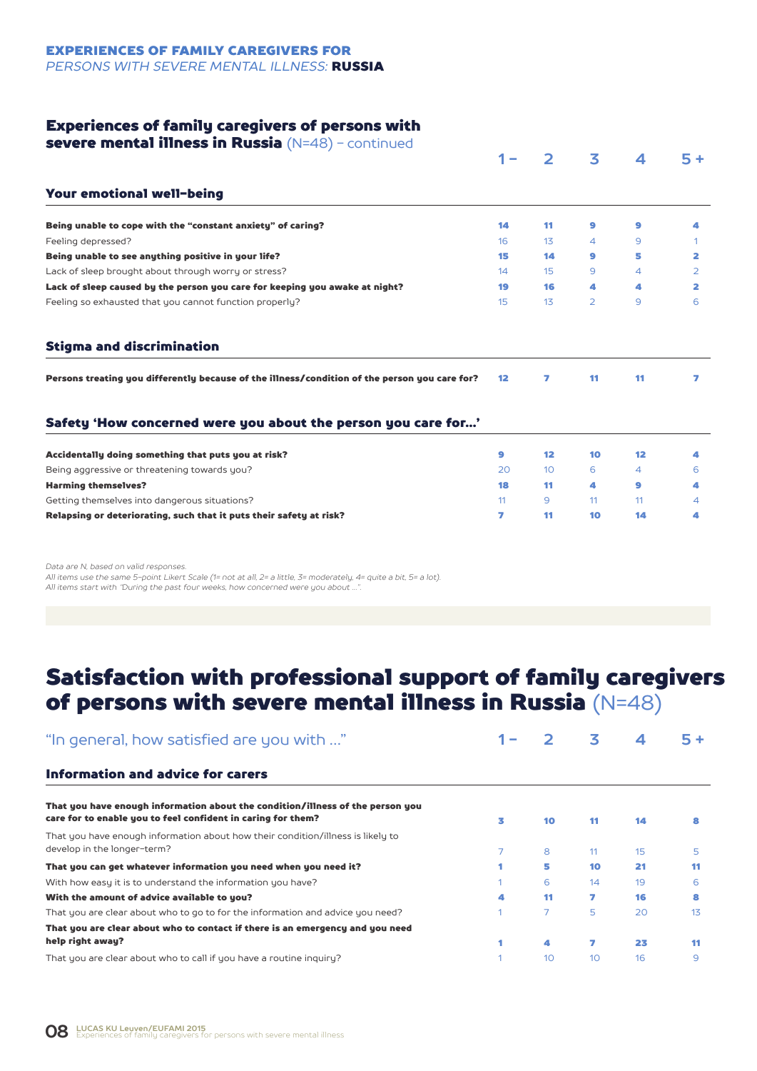**EXPERIENCES OF FAMILY CAREGIVERS FOR**
*PERSONS WITH SEVERE MENTAL ILLNESS:* **RUSSIA**

## Experiences of family caregivers of persons with severe mental illness in Russia (N=48) – continued

| | 1 – | 2 | 3 | 4 | 5 + |
|---|---|---|---|---|---|
| **Your emotional well-being** | | | | | |
| **Being unable to cope with the "constant anxiety" of caring?** | **14** | **11** | **9** | **9** | **4** |
| Feeling depressed? | 16 | 13 | 4 | 9 | 1 |
| **Being unable to see anything positive in your life?** | **15** | **14** | **9** | **5** | **2** |
| Lack of sleep brought about through worry or stress? | 14 | 15 | 9 | 4 | 2 |
| **Lack of sleep caused by the person you care for keeping you awake at night?** | **19** | **16** | **4** | **4** | **2** |
| Feeling so exhausted that you cannot function properly? | 15 | 13 | 2 | 9 | 6 |
| **Stigma and discrimination** | | | | | |
| **Persons treating you differently because of the illness/condition of the person you care for?** | **12** | **7** | **11** | **11** | **7** |
| **Safety 'How concerned were you about the person you care for…'** | | | | | |
| **Accidentally doing something that puts you at risk?** | **9** | **12** | **10** | **12** | **4** |
| Being aggressive or threatening towards you? | 20 | 10 | 6 | 4 | 6 |
| **Harming themselves?** | **18** | **11** | **4** | **9** | **4** |
| Getting themselves into dangerous situations? | 11 | 9 | 11 | 11 | 4 |
| **Relapsing or deteriorating, such that it puts their safety at risk?** | **7** | **11** | **10** | **14** | **4** |

*Data are N, based on valid responses.*
*All items use the same 5-point Likert Scale (1= not at all, 2= a little, 3= moderately, 4= quite a bit, 5= a lot).*
*All items start with "During the past four weeks, how concerned were you about …".*

# Satisfaction with professional support of family caregivers of persons with severe mental illness in Russia (N=48)

| "In general, how satisfied are you with …" | 1 – | 2 | 3 | 4 | 5 + |
|---|---|---|---|---|---|
| **Information and advice for carers** | | | | | |
| **That you have enough information about the condition/illness of the person you care for to enable you to feel confident in caring for them?** | **3** | **10** | **11** | **14** | **8** |
| That you have enough information about how their condition/illness is likely to develop in the longer-term? | 7 | 8 | 11 | 15 | 5 |
| **That you can get whatever information you need when you need it?** | **1** | **5** | **10** | **21** | **11** |
| With how easy it is to understand the information you have? | 1 | 6 | 14 | 19 | 6 |
| **With the amount of advice available to you?** | **4** | **11** | **7** | **16** | **8** |
| That you are clear about who to go to for the information and advice you need? | 1 | 7 | 5 | 20 | 13 |
| **That you are clear about who to contact if there is an emergency and you need help right away?** | **1** | **4** | **7** | **23** | **11** |
| That you are clear about who to call if you have a routine inquiry? | 1 | 10 | 10 | 16 | 9 |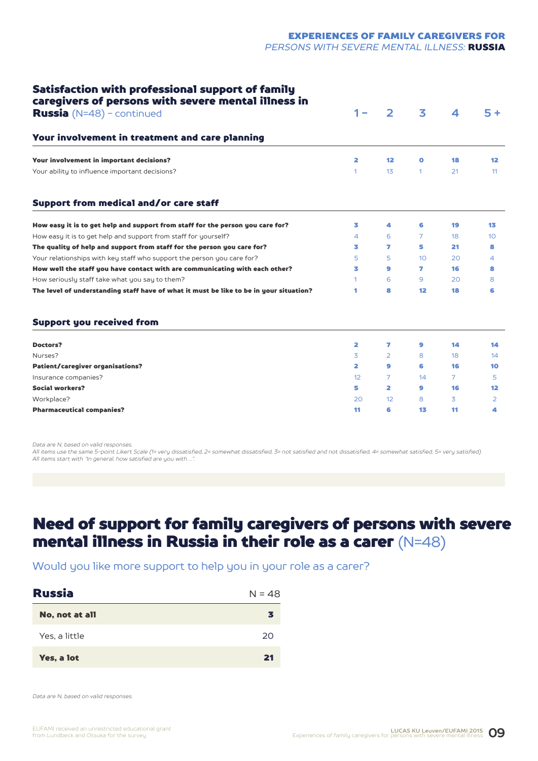## Satisfaction with professional support of family caregivers of persons with severe mental illness in Russia (N=48) – continued

| | 1 – | 2 | 3 | 4 | 5 + |
|---|---|---|---|---|---|
| **Your involvement in treatment and care planning** | | | | | |
| **Your involvement in important decisions?** | **2** | **12** | **0** | **18** | **12** |
| Your ability to influence important decisions? | 1 | 13 | 1 | 21 | 11 |
| **Support from medical and/or care staff** | | | | | |
| **How easy it is to get help and support from staff for the person you care for?** | **3** | **4** | **6** | **19** | **13** |
| How easy it is to get help and support from staff for yourself? | 4 | 6 | 7 | 18 | 10 |
| **The quality of help and support from staff for the person you care for?** | **3** | **7** | **5** | **21** | **8** |
| Your relationships with key staff who support the person you care for? | 5 | 5 | 10 | 20 | 4 |
| **How well the staff you have contact with are communicating with each other?** | **3** | **9** | **7** | **16** | **8** |
| How seriously staff take what you say to them? | 1 | 6 | 9 | 20 | 8 |
| **The level of understanding staff have of what it must be like to be in your situation?** | **1** | **8** | **12** | **18** | **6** |
| **Support you received from** | | | | | |
| **Doctors?** | **2** | **7** | **9** | **14** | **14** |
| Nurses? | 3 | 2 | 8 | 18 | 14 |
| **Patient/caregiver organisations?** | **2** | **9** | **6** | **16** | **10** |
| Insurance companies? | 12 | 7 | 14 | 7 | 5 |
| **Social workers?** | **5** | **2** | **9** | **16** | **12** |
| Workplace? | 20 | 12 | 8 | 3 | 2 |
| **Pharmaceutical companies?** | **11** | **6** | **13** | **11** | **4** |

*Data are N, based on valid responses.*
*All items use the same 5-point Likert Scale (1= very dissatisfied, 2= somewhat dissatisfied, 3= not satisfied and not dissatisfied, 4= somewhat satisfied, 5= very satisfied).*
*All items start with "In general, how satisfied are you with …".*

# Need of support for family caregivers of persons with severe mental illness in Russia in their role as a carer (N=48)

Would you like more support to help you in your role as a carer?

| Russia | N = 48 |
|---|---|
| **No, not at all** | **3** |
| Yes, a little | 20 |
| **Yes, a lot** | **21** |

*Data are N, based on valid responses.*

EUFAMI received an unrestricted educational grant from Lundbeck and Otsuka for the survey